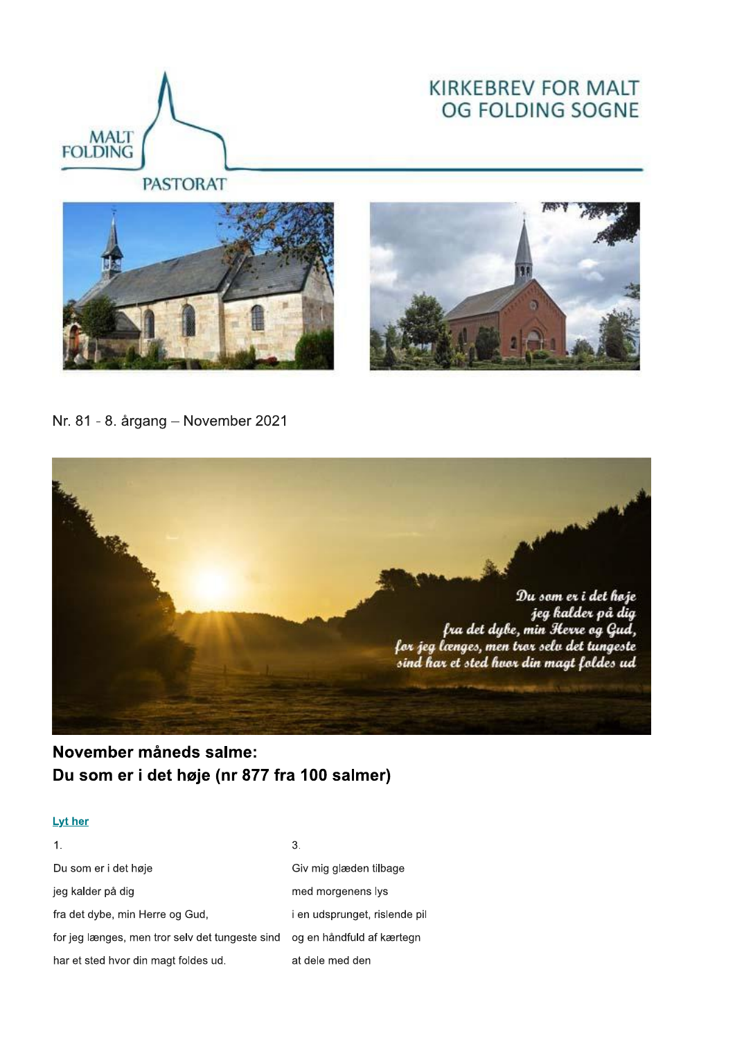MALT
FOLDING
PASTORAT

# KIRKEBREV FOR MALT OG FOLDING SOGNE

Nr. 81 - 8. årgang – November 2021

*Du som er i det høje*
*jeg kalder på dig*
*fra det dybe, min Herre og Gud,*
*for jeg længes, men tror selv det tungeste*
*sind har et sted hvor din magt foldes ud*

## November måneds salme:
## Du som er i det høje (nr 877 fra 100 salmer)

[Lyt her]

1.

Du som er i det høje
jeg kalder på dig
fra det dybe, min Herre og Gud,
for jeg længes, men tror selv det tungeste sind
har et sted hvor din magt foldes ud.

3.

Giv mig glæden tilbage
med morgenens lys
i en udsprunget, rislende pil
og en håndfuld af kærtegn
at dele med den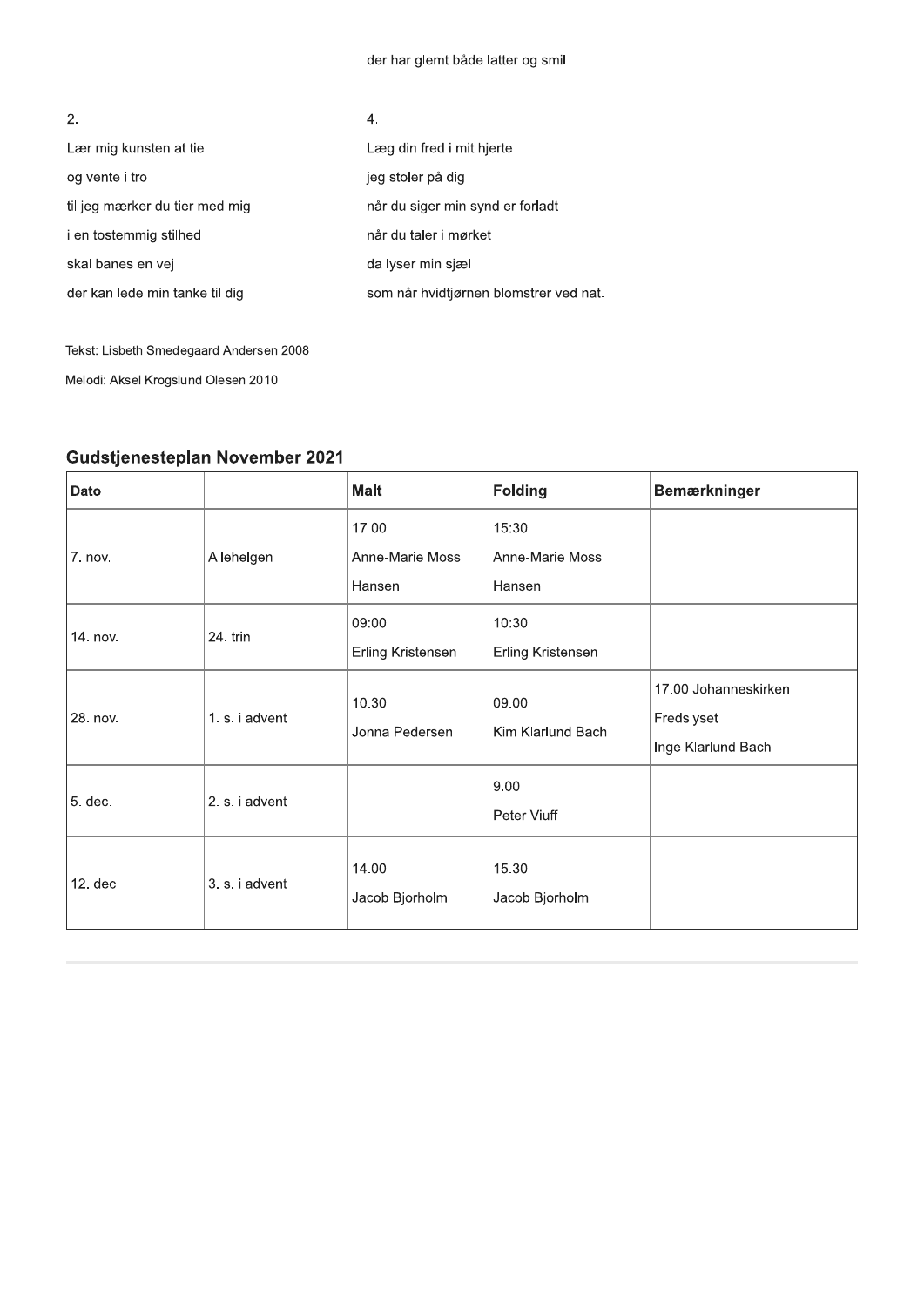der har glemt både latter og smil.

2.

Lær mig kunsten at tie
og vente i tro
til jeg mærker du tier med mig
i en tostemmig stilhed
skal banes en vej
der kan lede min tanke til dig

4.

Læg din fred i mit hjerte
jeg stoler på dig
når du siger min synd er forladt
når du taler i mørket
da lyser min sjæl
som når hvidtjørnen blomstrer ved nat.

Tekst: Lisbeth Smedegaard Andersen 2008

Melodi: Aksel Krogslund Olesen 2010

## Gudstjenesteplan November 2021

| Dato | | Malt | Folding | Bemærkninger |
|---|---|---|---|---|
| 7. nov. | Allehelgen | 17.00 Anne-Marie Moss Hansen | 15:30 Anne-Marie Moss Hansen | |
| 14. nov. | 24. trin | 09:00 Erling Kristensen | 10:30 Erling Kristensen | |
| 28. nov. | 1. s. i advent | 10.30 Jonna Pedersen | 09.00 Kim Klarlund Bach | 17.00 Johanneskirken Fredslyset Inge Klarlund Bach |
| 5. dec. | 2. s. i advent | | 9.00 Peter Viuff | |
| 12. dec. | 3. s. i advent | 14.00 Jacob Bjorholm | 15.30 Jacob Bjorholm | |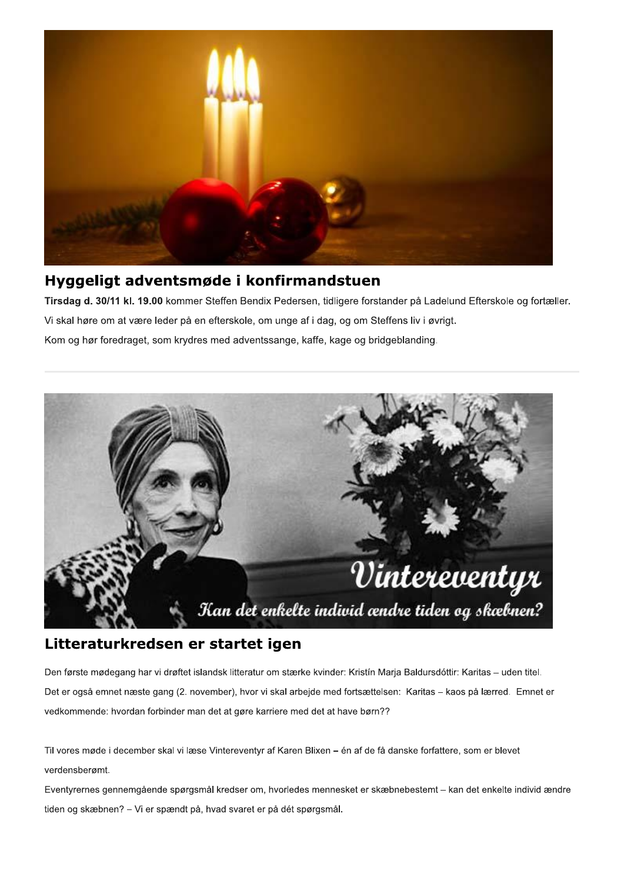## Hyggeligt adventsmøde i konfirmandstuen

**Tirsdag d. 30/11 kl. 19.00** kommer Steffen Bendix Pedersen, tidligere forstander på Ladelund Efterskole og fortæller.

Vi skal høre om at være leder på en efterskole, om unge af i dag, og om Steffens liv i øvrigt.

Kom og hør foredraget, som krydres med adventssange, kaffe, kage og bridgeblanding.

---

## Litteraturkredsen er startet igen

Den første mødegang har vi drøftet islandsk litteratur om stærke kvinder: Kristín Marja Baldursdóttir: Karitas – uden titel.

Det er også emnet næste gang (2. november), hvor vi skal arbejde med fortsættelsen: Karitas – kaos på lærred. Emnet er vedkommende: hvordan forbinder man det at gøre karriere med det at have børn??

Til vores møde i december skal vi læse Vintereventyr af Karen Blixen – én af de få danske forfattere, som er blevet verdensberømt.

Eventyrernes gennemgående spørgsmål kredser om, hvorledes mennesket er skæbnebestemt – kan det enkelte individ ændre tiden og skæbnen? – Vi er spændt på, hvad svaret er på dét spørgsmål.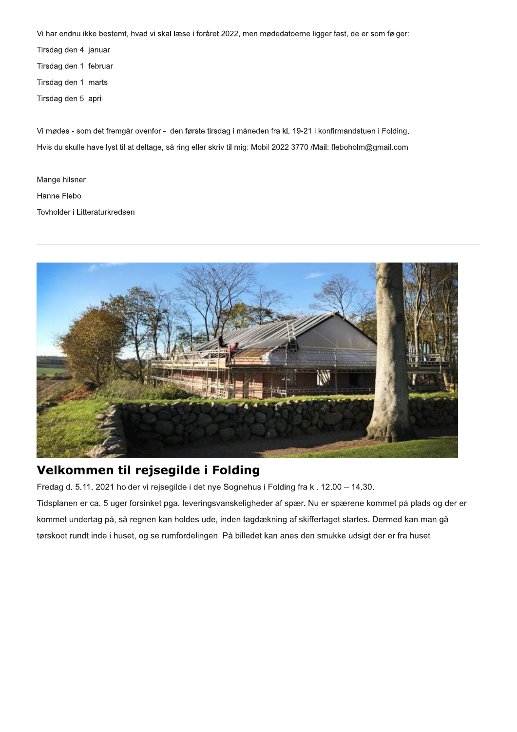Vi har endnu ikke bestemt, hvad vi skal læse i foråret 2022, men mødedatoerne ligger fast, de er som følger:

Tirsdag den 4. januar

Tirsdag den 1. februar

Tirsdag den 1. marts

Tirsdag den 5. april

Vi mødes - som det fremgår ovenfor - den første tirsdag i måneden fra kl. 19-21 i konfirmandstuen i Folding.

Hvis du skulle have lyst til at deltage, så ring eller skriv til mig: Mobil 2022 3770 /Mail: fleboholm@gmail.com

Mange hilsner

Hanne Flebo

Tovholder i Litteraturkredsen

---

## Velkommen til rejsegilde i Folding

Fredag d. 5.11. 2021 holder vi rejsegilde i det nye Sognehus i Folding fra kl. 12.00 – 14.30.

Tidsplanen er ca. 5 uger forsinket pga. leveringsvanskeligheder af spær. Nu er spærene kommet på plads og der er kommet undertag på, så regnen kan holdes ude, inden tagdækning af skiffertaget startes. Dermed kan man gå tørskoet rundt inde i huset, og se rumfordelingen. På billedet kan anes den smukke udsigt der er fra huset.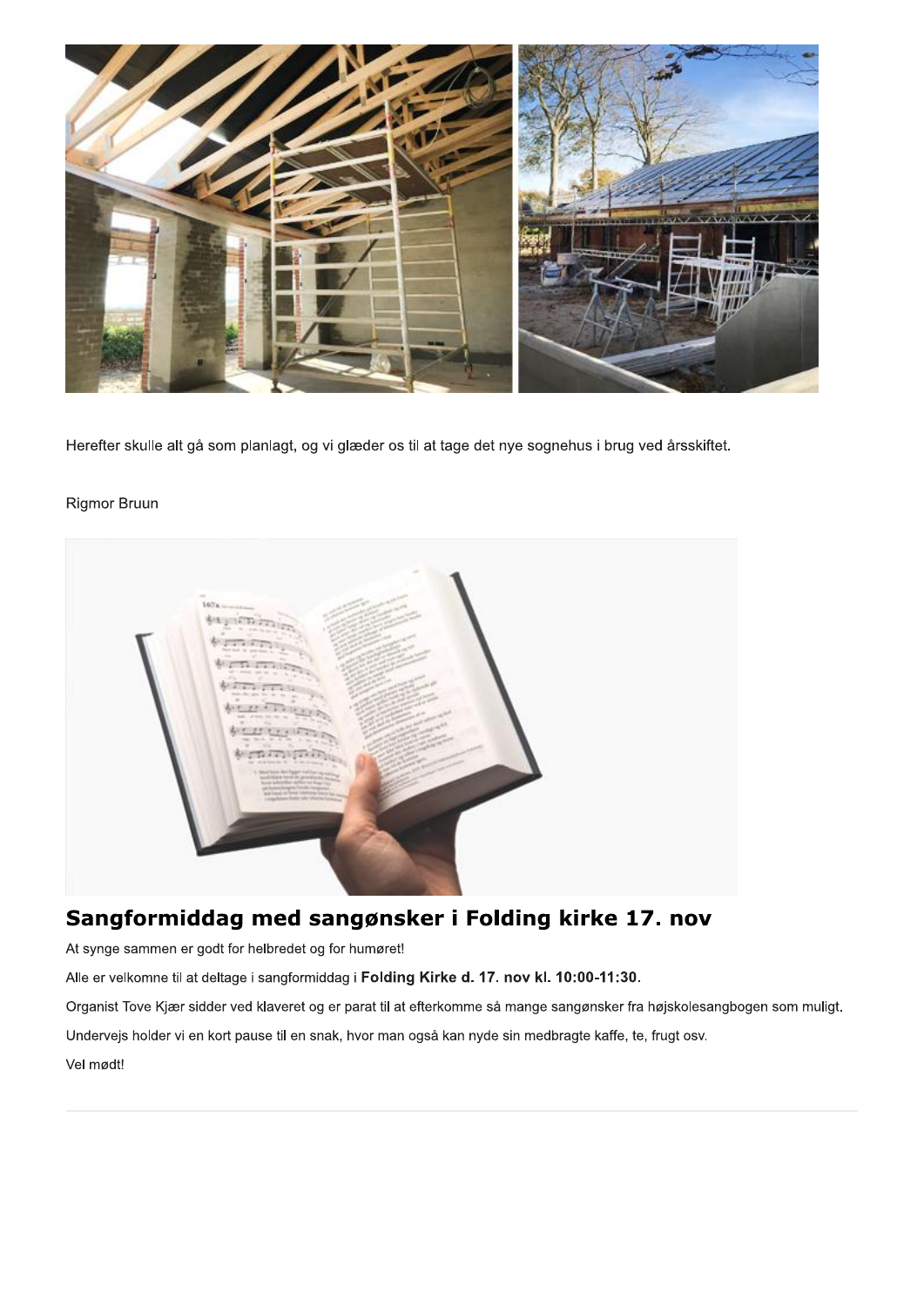Herefter skulle alt gå som planlagt, og vi glæder os til at tage det nye sognehus i brug ved årsskiftet.

Rigmor Bruun

## Sangformiddag med sangønsker i Folding kirke 17. nov

At synge sammen er godt for helbredet og for humøret!

Alle er velkomne til at deltage i sangformiddag i **Folding Kirke d. 17. nov kl. 10:00-11:30**.

Organist Tove Kjær sidder ved klaveret og er parat til at efterkomme så mange sangønsker fra højskolesangbogen som muligt.

Undervejs holder vi en kort pause til en snak, hvor man også kan nyde sin medbragte kaffe, te, frugt osv.

Vel mødt!

---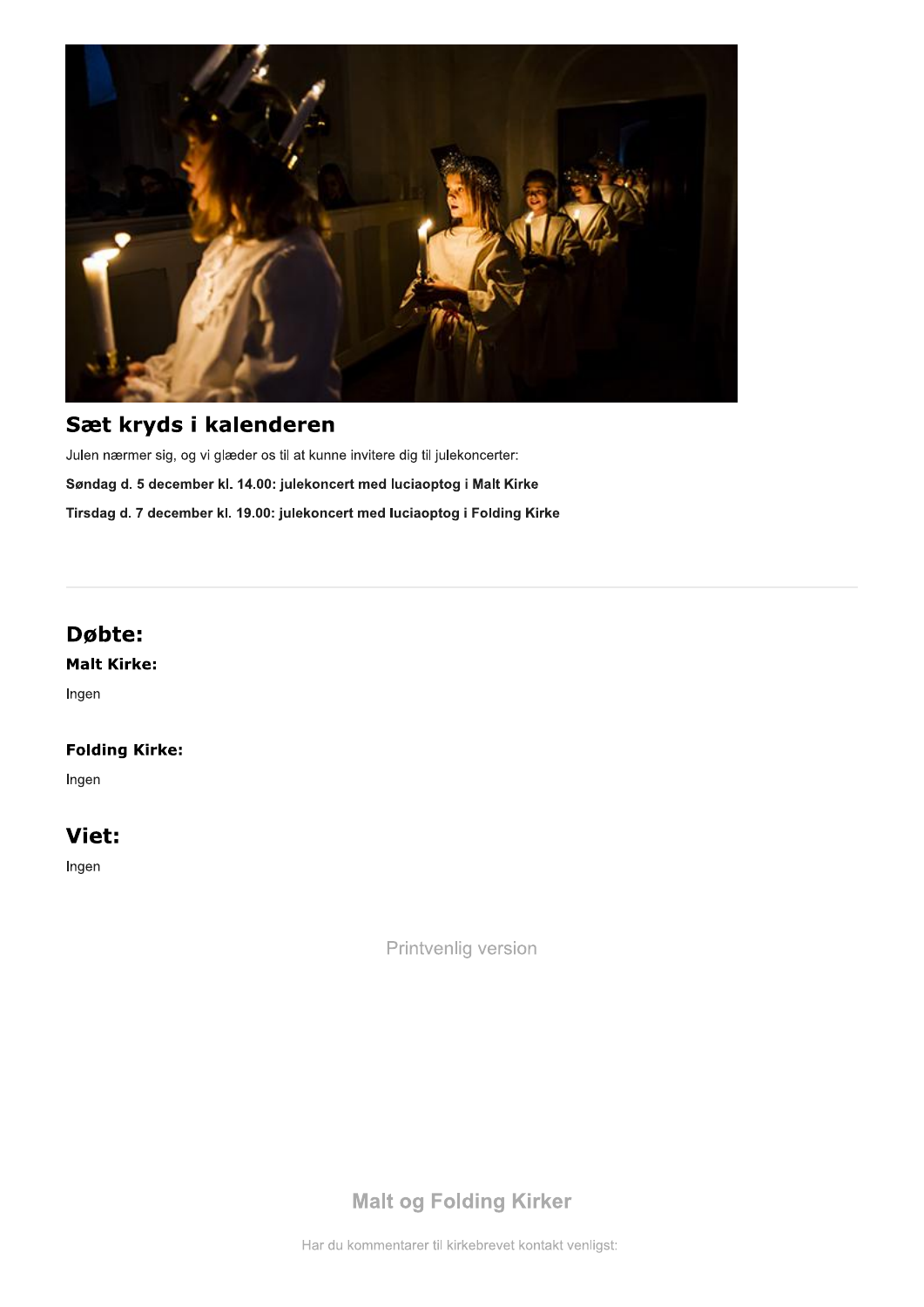## Sæt kryds i kalenderen

Julen nærmer sig, og vi glæder os til at kunne invitere dig til julekoncerter:

**Søndag d. 5 december kl. 14.00: julekoncert med luciaoptog i Malt Kirke**

**Tirsdag d. 7 december kl. 19.00: julekoncert med luciaoptog i Folding Kirke**

---

## Døbte:

### Malt Kirke:

Ingen

### Folding Kirke:

Ingen

## Viet:

Ingen

Printvenlig version

**Malt og Folding Kirker**

Har du kommentarer til kirkebrevet kontakt venligst: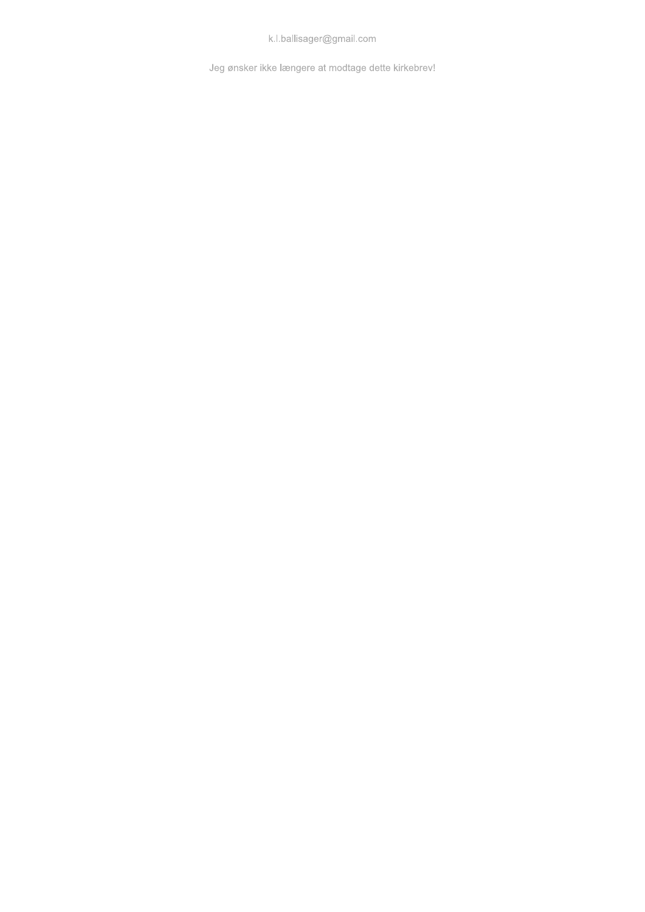k.l.ballisager@gmail.com

Jeg ønsker ikke længere at modtage dette kirkebrev!